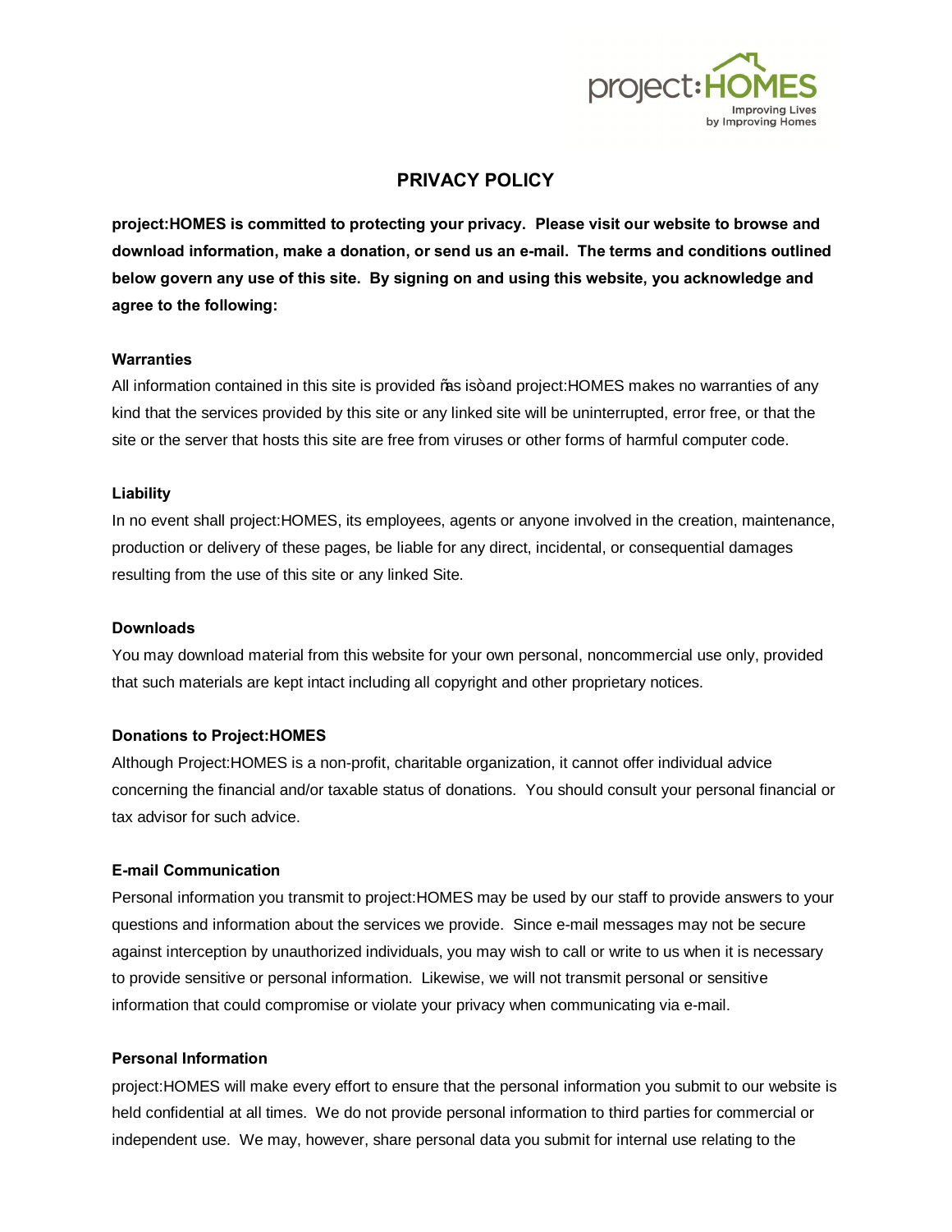# PRIVACY POLICY

**project:HOMES is committed to protecting your privacy. Please visit our website to browse and download information, make a donation, or send us an e-mail. The terms and conditions outlined below govern any use of this site. By signing on and using this website, you acknowledge and agree to the following:**

### Warranties

All information contained in this site is provided ñas isò and project:HOMES makes no warranties of any kind that the services provided by this site or any linked site will be uninterrupted, error free, or that the site or the server that hosts this site are free from viruses or other forms of harmful computer code.

### Liability

In no event shall project:HOMES, its employees, agents or anyone involved in the creation, maintenance, production or delivery of these pages, be liable for any direct, incidental, or consequential damages resulting from the use of this site or any linked Site.

### Downloads

You may download material from this website for your own personal, noncommercial use only, provided that such materials are kept intact including all copyright and other proprietary notices.

### Donations to Project:HOMES

Although Project:HOMES is a non-profit, charitable organization, it cannot offer individual advice concerning the financial and/or taxable status of donations. You should consult your personal financial or tax advisor for such advice.

### E-mail Communication

Personal information you transmit to project:HOMES may be used by our staff to provide answers to your questions and information about the services we provide. Since e-mail messages may not be secure against interception by unauthorized individuals, you may wish to call or write to us when it is necessary to provide sensitive or personal information. Likewise, we will not transmit personal or sensitive information that could compromise or violate your privacy when communicating via e-mail.

### Personal Information

project:HOMES will make every effort to ensure that the personal information you submit to our website is held confidential at all times. We do not provide personal information to third parties for commercial or independent use. We may, however, share personal data you submit for internal use relating to the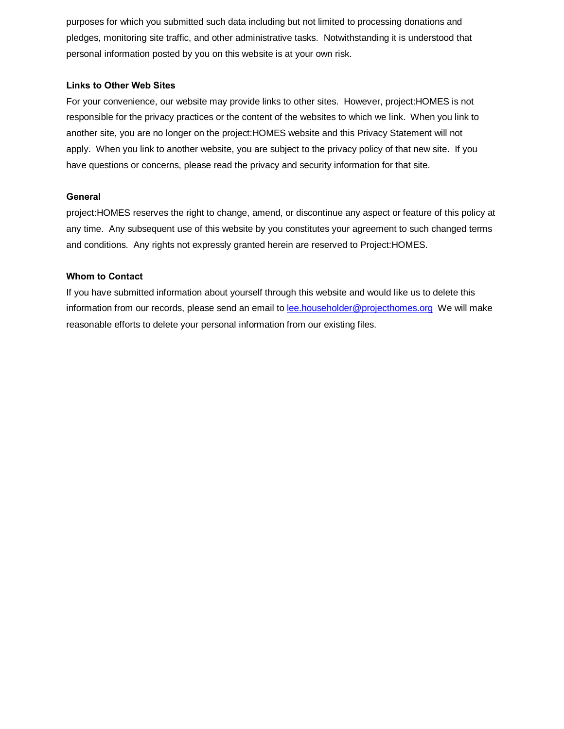purposes for which you submitted such data including but not limited to processing donations and pledges, monitoring site traffic, and other administrative tasks. Notwithstanding it is understood that personal information posted by you on this website is at your own risk.

**Links to Other Web Sites**

For your convenience, our website may provide links to other sites. However, project:HOMES is not responsible for the privacy practices or the content of the websites to which we link. When you link to another site, you are no longer on the project:HOMES website and this Privacy Statement will not apply. When you link to another website, you are subject to the privacy policy of that new site. If you have questions or concerns, please read the privacy and security information for that site.

**General**

project:HOMES reserves the right to change, amend, or discontinue any aspect or feature of this policy at any time. Any subsequent use of this website by you constitutes your agreement to such changed terms and conditions. Any rights not expressly granted herein are reserved to Project:HOMES.

**Whom to Contact**

If you have submitted information about yourself through this website and would like us to delete this information from our records, please send an email to lee.householder@projecthomes.org We will make reasonable efforts to delete your personal information from our existing files.